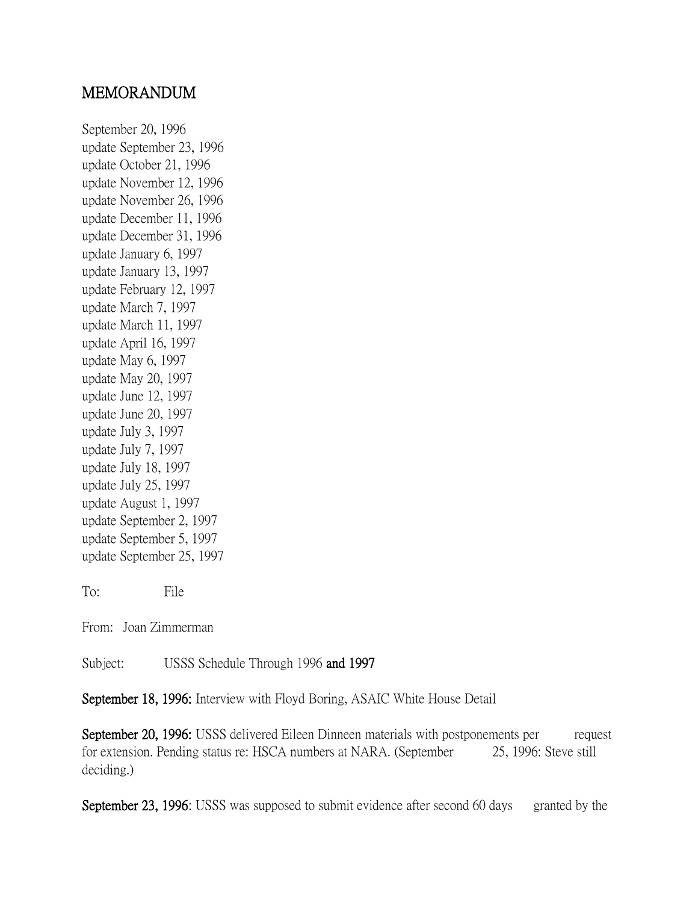# MEMORANDUM

September 20, 1996
update September 23, 1996
update October 21, 1996
update November 12, 1996
update November 26, 1996
update December 11, 1996
update December 31, 1996
update January 6, 1997
update January 13, 1997
update February 12, 1997
update March 7, 1997
update March 11, 1997
update April 16, 1997
update May 6, 1997
update May 20, 1997
update June 12, 1997
update June 20, 1997
update July 3, 1997
update July 7, 1997
update July 18, 1997
update July 25, 1997
update August 1, 1997
update September 2, 1997
update September 5, 1997
update September 25, 1997

To: File

From: Joan Zimmerman

Subject: USSS Schedule Through 1996 **and 1997**

**September 18, 1996:** Interview with Floyd Boring, ASAIC White House Detail

**September 20, 1996:** USSS delivered Eileen Dinneen materials with postponements per request for extension. Pending status re: HSCA numbers at NARA. (September 25, 1996: Steve still deciding.)

**September 23, 1996**: USSS was supposed to submit evidence after second 60 days granted by the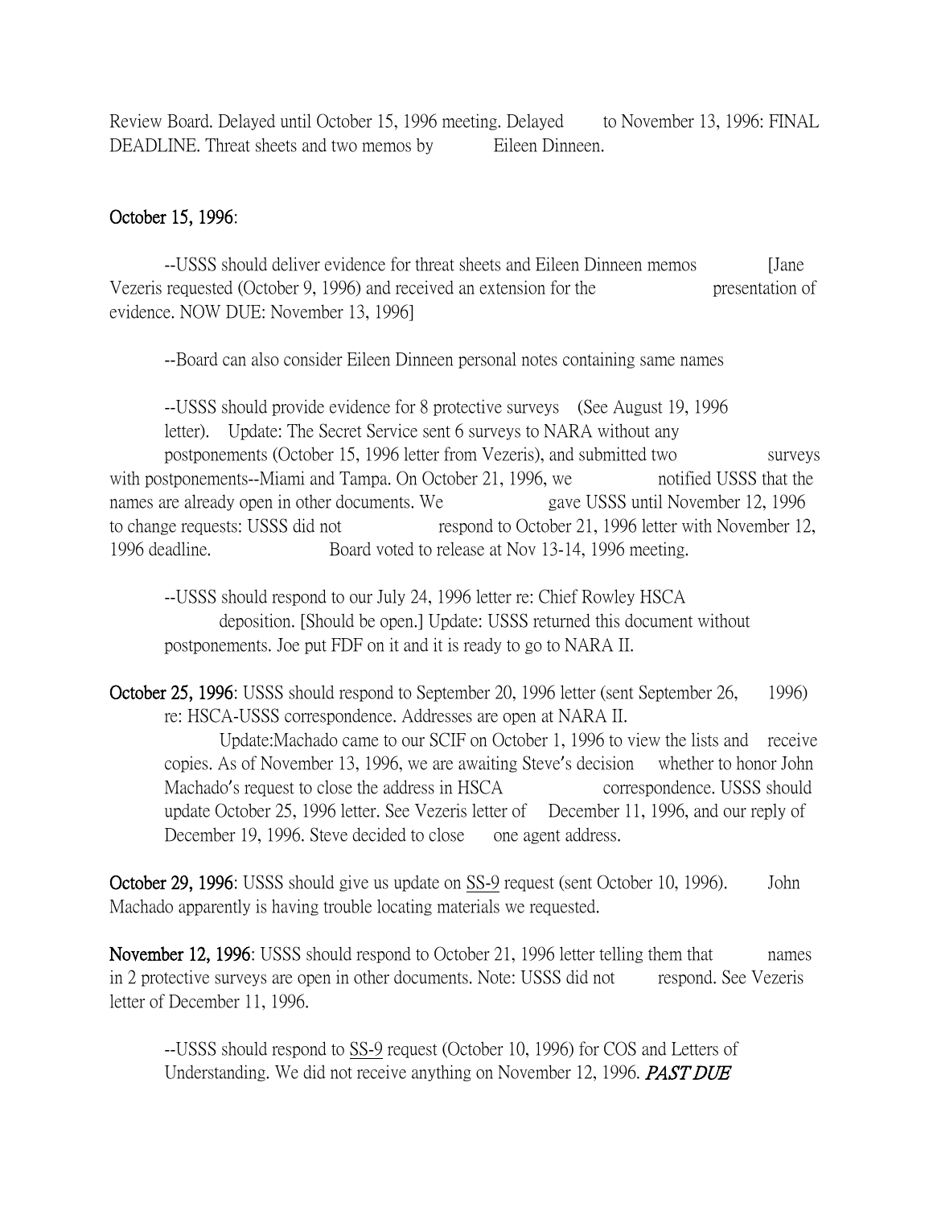Review Board. Delayed until October 15, 1996 meeting. Delayed to November 13, 1996: FINAL DEADLINE. Threat sheets and two memos by Eileen Dinneen.

**October 15, 1996**:

--USSS should deliver evidence for threat sheets and Eileen Dinneen memos [Jane Vezeris requested (October 9, 1996) and received an extension for the presentation of evidence. NOW DUE: November 13, 1996]

--Board can also consider Eileen Dinneen personal notes containing same names

--USSS should provide evidence for 8 protective surveys (See August 19, 1996 letter). Update: The Secret Service sent 6 surveys to NARA without any postponements (October 15, 1996 letter from Vezeris), and submitted two surveys with postponements--Miami and Tampa. On October 21, 1996, we notified USSS that the names are already open in other documents. We gave USSS until November 12, 1996 to change requests: USSS did not respond to October 21, 1996 letter with November 12, 1996 deadline. Board voted to release at Nov 13-14, 1996 meeting.

--USSS should respond to our July 24, 1996 letter re: Chief Rowley HSCA deposition. [Should be open.] Update: USSS returned this document without postponements. Joe put FDF on it and it is ready to go to NARA II.

**October 25, 1996**: USSS should respond to September 20, 1996 letter (sent September 26, 1996) re: HSCA-USSS correspondence. Addresses are open at NARA II.

Update:Machado came to our SCIF on October 1, 1996 to view the lists and receive copies. As of November 13, 1996, we are awaiting Steve's decision whether to honor John Machado's request to close the address in HSCA correspondence. USSS should update October 25, 1996 letter. See Vezeris letter of December 11, 1996, and our reply of December 19, 1996. Steve decided to close one agent address.

**October 29, 1996**: USSS should give us update on <u>SS-9</u> request (sent October 10, 1996). John Machado apparently is having trouble locating materials we requested.

**November 12, 1996**: USSS should respond to October 21, 1996 letter telling them that names in 2 protective surveys are open in other documents. Note: USSS did not respond. See Vezeris letter of December 11, 1996.

--USSS should respond to <u>SS-9</u> request (October 10, 1996) for COS and Letters of Understanding. We did not receive anything on November 12, 1996. ***PAST DUE***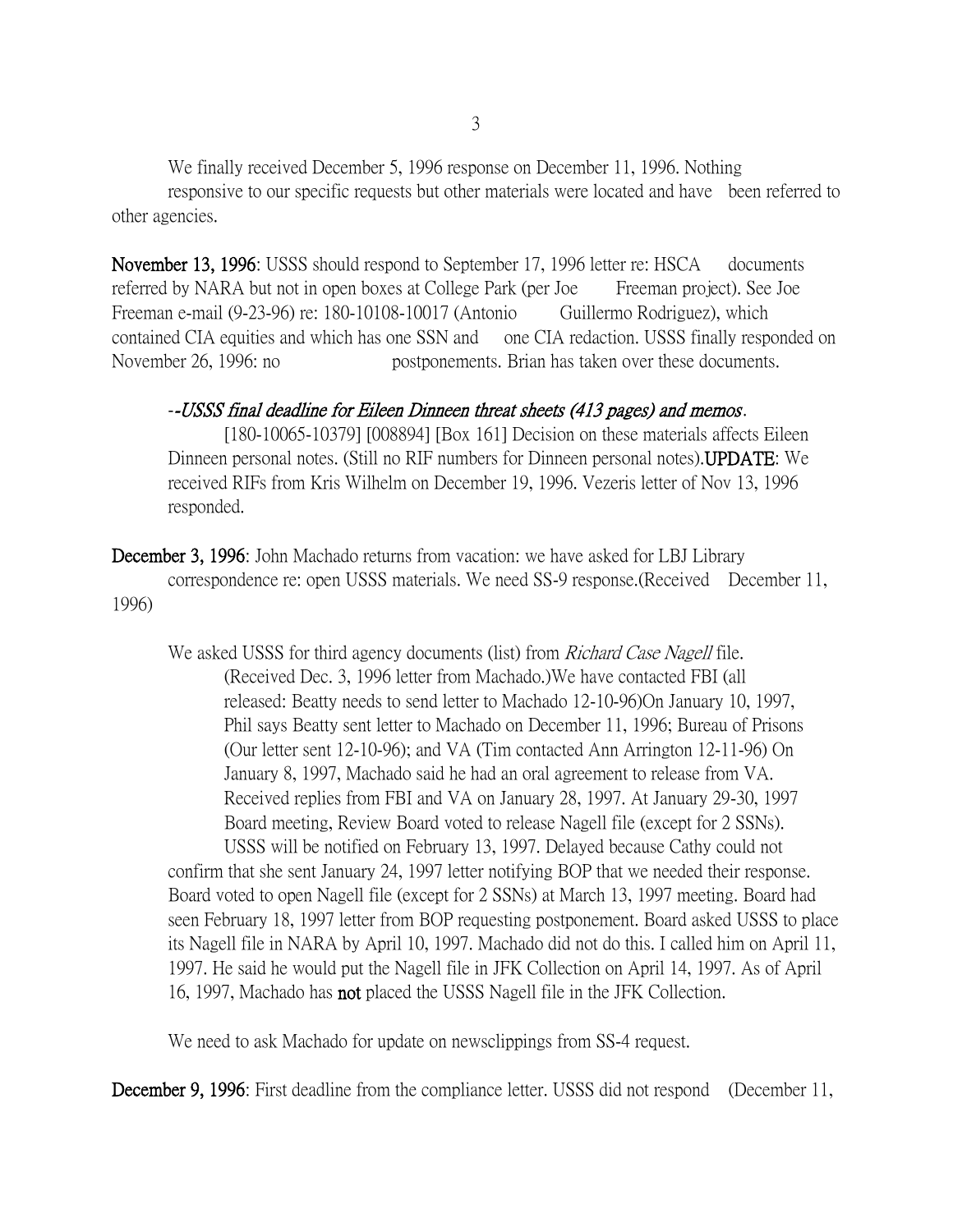We finally received December 5, 1996 response on December 11, 1996. Nothing responsive to our specific requests but other materials were located and have been referred to other agencies.

**November 13, 1996**: USSS should respond to September 17, 1996 letter re: HSCA documents referred by NARA but not in open boxes at College Park (per Joe Freeman project). See Joe Freeman e-mail (9-23-96) re: 180-10108-10017 (Antonio Guillermo Rodriguez), which contained CIA equities and which has one SSN and one CIA redaction. USSS finally responded on November 26, 1996: no postponements. Brian has taken over these documents.

--*USSS final deadline for Eileen Dinneen threat sheets (413 pages) and memos*.
[180-10065-10379] [008894] [Box 161] Decision on these materials affects Eileen Dinneen personal notes. (Still no RIF numbers for Dinneen personal notes).**UPDATE**: We received RIFs from Kris Wilhelm on December 19, 1996. Vezeris letter of Nov 13, 1996 responded.

**December 3, 1996**: John Machado returns from vacation: we have asked for LBJ Library correspondence re: open USSS materials. We need SS-9 response.(Received December 11, 1996)

We asked USSS for third agency documents (list) from *Richard Case Nagell* file. (Received Dec. 3, 1996 letter from Machado.)We have contacted FBI (all released: Beatty needs to send letter to Machado 12-10-96)On January 10, 1997, Phil says Beatty sent letter to Machado on December 11, 1996; Bureau of Prisons (Our letter sent 12-10-96); and VA (Tim contacted Ann Arrington 12-11-96) On January 8, 1997, Machado said he had an oral agreement to release from VA. Received replies from FBI and VA on January 28, 1997. At January 29-30, 1997 Board meeting, Review Board voted to release Nagell file (except for 2 SSNs). USSS will be notified on February 13, 1997. Delayed because Cathy could not confirm that she sent January 24, 1997 letter notifying BOP that we needed their response. Board voted to open Nagell file (except for 2 SSNs) at March 13, 1997 meeting. Board had seen February 18, 1997 letter from BOP requesting postponement. Board asked USSS to place its Nagell file in NARA by April 10, 1997. Machado did not do this. I called him on April 11, 1997. He said he would put the Nagell file in JFK Collection on April 14, 1997. As of April 16, 1997, Machado has **not** placed the USSS Nagell file in the JFK Collection.

We need to ask Machado for update on newsclippings from SS-4 request.

**December 9, 1996**: First deadline from the compliance letter. USSS did not respond (December 11,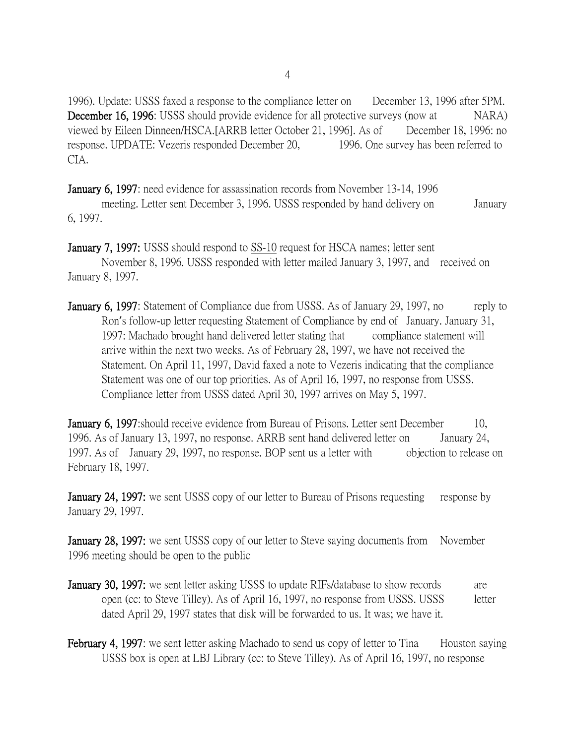1996). Update: USSS faxed a response to the compliance letter on December 13, 1996 after 5PM.
**December 16, 1996**: USSS should provide evidence for all protective surveys (now at NARA) viewed by Eileen Dinneen/HSCA.[ARRB letter October 21, 1996]. As of December 18, 1996: no response. UPDATE: Vezeris responded December 20, 1996. One survey has been referred to CIA.

**January 6, 1997**: need evidence for assassination records from November 13-14, 1996 meeting. Letter sent December 3, 1996. USSS responded by hand delivery on January 6, 1997.

**January 7, 1997:** USSS should respond to <u>SS-10</u> request for HSCA names; letter sent November 8, 1996. USSS responded with letter mailed January 3, 1997, and received on January 8, 1997.

**January 6, 1997**: Statement of Compliance due from USSS. As of January 29, 1997, no reply to Ron's follow-up letter requesting Statement of Compliance by end of January. January 31, 1997: Machado brought hand delivered letter stating that compliance statement will arrive within the next two weeks. As of February 28, 1997, we have not received the Statement. On April 11, 1997, David faxed a note to Vezeris indicating that the compliance Statement was one of our top priorities. As of April 16, 1997, no response from USSS. Compliance letter from USSS dated April 30, 1997 arrives on May 5, 1997.

**January 6, 1997**:should receive evidence from Bureau of Prisons. Letter sent December 10, 1996. As of January 13, 1997, no response. ARRB sent hand delivered letter on January 24, 1997. As of January 29, 1997, no response. BOP sent us a letter with objection to release on February 18, 1997.

**January 24, 1997:** we sent USSS copy of our letter to Bureau of Prisons requesting response by January 29, 1997.

**January 28, 1997:** we sent USSS copy of our letter to Steve saying documents from November 1996 meeting should be open to the public

**January 30, 1997:** we sent letter asking USSS to update RIFs/database to show records are open (cc: to Steve Tilley). As of April 16, 1997, no response from USSS. USSS letter dated April 29, 1997 states that disk will be forwarded to us. It was; we have it.

**February 4, 1997**: we sent letter asking Machado to send us copy of letter to Tina Houston saying USSS box is open at LBJ Library (cc: to Steve Tilley). As of April 16, 1997, no response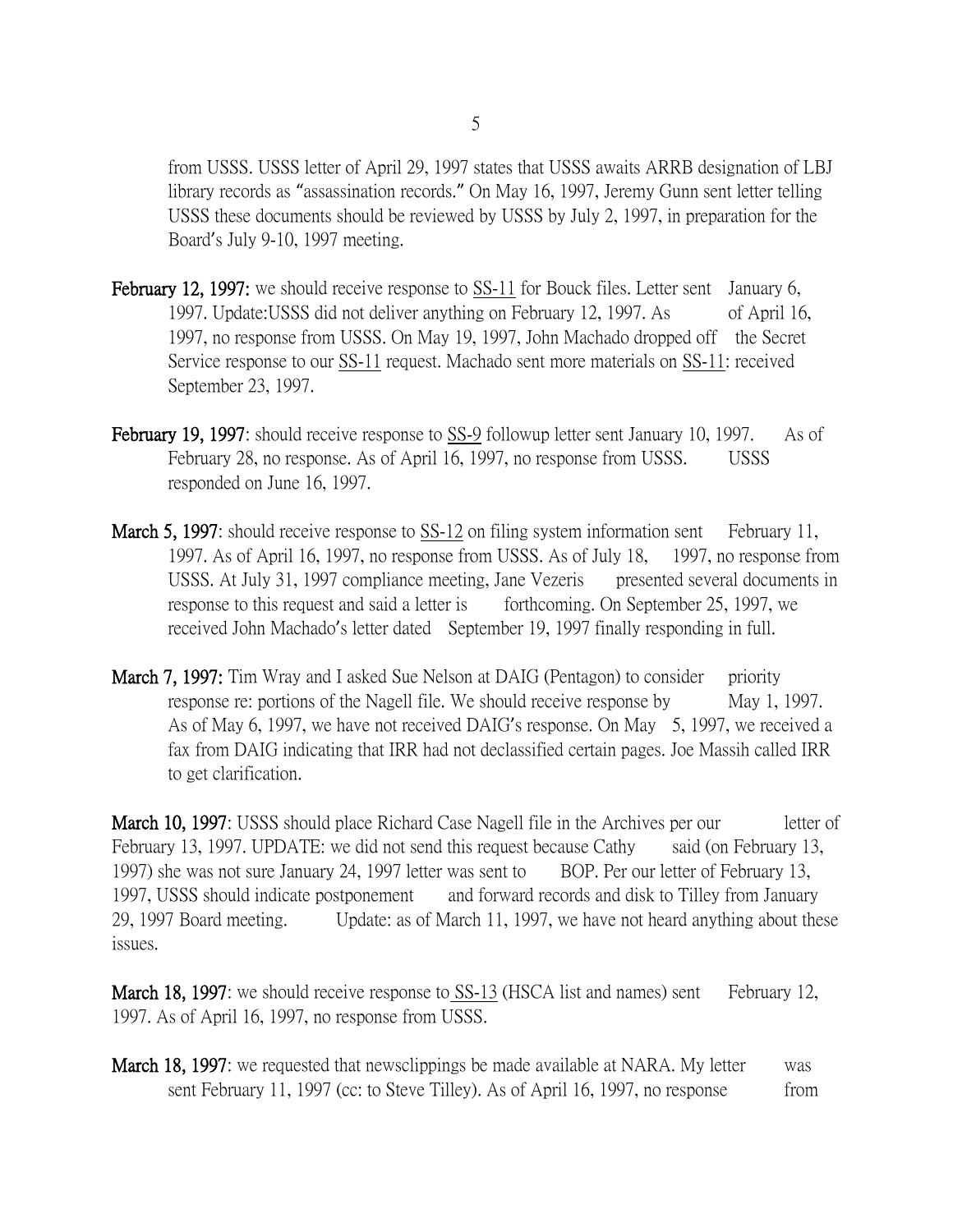from USSS. USSS letter of April 29, 1997 states that USSS awaits ARRB designation of LBJ library records as "assassination records." On May 16, 1997, Jeremy Gunn sent letter telling USSS these documents should be reviewed by USSS by July 2, 1997, in preparation for the Board's July 9-10, 1997 meeting.

**February 12, 1997:** we should receive response to SS-11 for Bouck files. Letter sent January 6, 1997. Update:USSS did not deliver anything on February 12, 1997. As of April 16, 1997, no response from USSS. On May 19, 1997, John Machado dropped off the Secret Service response to our SS-11 request. Machado sent more materials on SS-11: received September 23, 1997.

**February 19, 1997**: should receive response to SS-9 followup letter sent January 10, 1997. As of February 28, no response. As of April 16, 1997, no response from USSS. USSS responded on June 16, 1997.

**March 5, 1997**: should receive response to SS-12 on filing system information sent February 11, 1997. As of April 16, 1997, no response from USSS. As of July 18, 1997, no response from USSS. At July 31, 1997 compliance meeting, Jane Vezeris presented several documents in response to this request and said a letter is forthcoming. On September 25, 1997, we received John Machado's letter dated September 19, 1997 finally responding in full.

**March 7, 1997:** Tim Wray and I asked Sue Nelson at DAIG (Pentagon) to consider priority response re: portions of the Nagell file. We should receive response by May 1, 1997. As of May 6, 1997, we have not received DAIG's response. On May 5, 1997, we received a fax from DAIG indicating that IRR had not declassified certain pages. Joe Massih called IRR to get clarification.

**March 10, 1997**: USSS should place Richard Case Nagell file in the Archives per our letter of February 13, 1997. UPDATE: we did not send this request because Cathy said (on February 13, 1997) she was not sure January 24, 1997 letter was sent to BOP. Per our letter of February 13, 1997, USSS should indicate postponement and forward records and disk to Tilley from January 29, 1997 Board meeting. Update: as of March 11, 1997, we have not heard anything about these issues.

**March 18, 1997**: we should receive response to SS-13 (HSCA list and names) sent February 12, 1997. As of April 16, 1997, no response from USSS.

**March 18, 1997**: we requested that newsclippings be made available at NARA. My letter was sent February 11, 1997 (cc: to Steve Tilley). As of April 16, 1997, no response from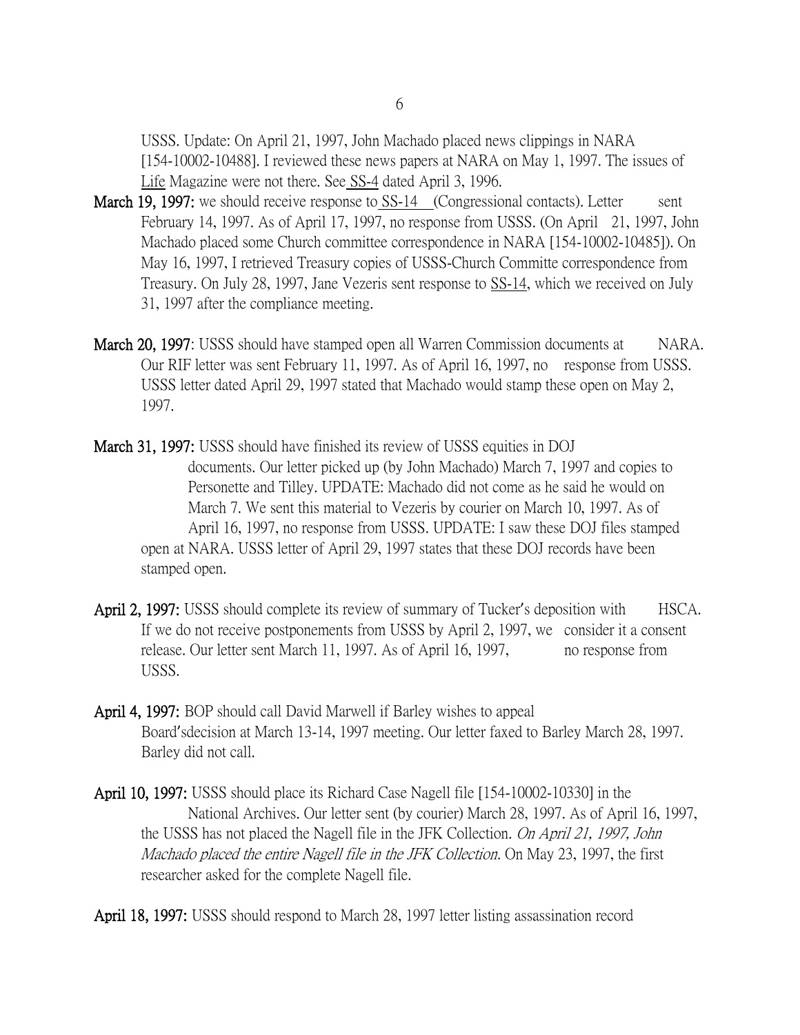USSS. Update: On April 21, 1997, John Machado placed news clippings in NARA [154-10002-10488]. I reviewed these news papers at NARA on May 1, 1997. The issues of Life Magazine were not there. See SS-4 dated April 3, 1996.

**March 19, 1997:** we should receive response to SS-14 (Congressional contacts). Letter sent February 14, 1997. As of April 17, 1997, no response from USSS. (On April 21, 1997, John Machado placed some Church committee correspondence in NARA [154-10002-10485]). On May 16, 1997, I retrieved Treasury copies of USSS-Church Committe correspondence from Treasury. On July 28, 1997, Jane Vezeris sent response to SS-14, which we received on July 31, 1997 after the compliance meeting.

**March 20, 1997**: USSS should have stamped open all Warren Commission documents at NARA. Our RIF letter was sent February 11, 1997. As of April 16, 1997, no response from USSS. USSS letter dated April 29, 1997 stated that Machado would stamp these open on May 2, 1997.

**March 31, 1997:** USSS should have finished its review of USSS equities in DOJ documents. Our letter picked up (by John Machado) March 7, 1997 and copies to Personette and Tilley. UPDATE: Machado did not come as he said he would on March 7. We sent this material to Vezeris by courier on March 10, 1997. As of April 16, 1997, no response from USSS. UPDATE: I saw these DOJ files stamped open at NARA. USSS letter of April 29, 1997 states that these DOJ records have been stamped open.

**April 2, 1997:** USSS should complete its review of summary of Tucker's deposition with HSCA. If we do not receive postponements from USSS by April 2, 1997, we consider it a consent release. Our letter sent March 11, 1997. As of April 16, 1997, no response from USSS.

**April 4, 1997:** BOP should call David Marwell if Barley wishes to appeal Board'sdecision at March 13-14, 1997 meeting. Our letter faxed to Barley March 28, 1997. Barley did not call.

**April 10, 1997:** USSS should place its Richard Case Nagell file [154-10002-10330] in the National Archives. Our letter sent (by courier) March 28, 1997. As of April 16, 1997, the USSS has not placed the Nagell file in the JFK Collection. *On April 21, 1997, John Machado placed the entire Nagell file in the JFK Collection.* On May 23, 1997, the first researcher asked for the complete Nagell file.

**April 18, 1997:** USSS should respond to March 28, 1997 letter listing assassination record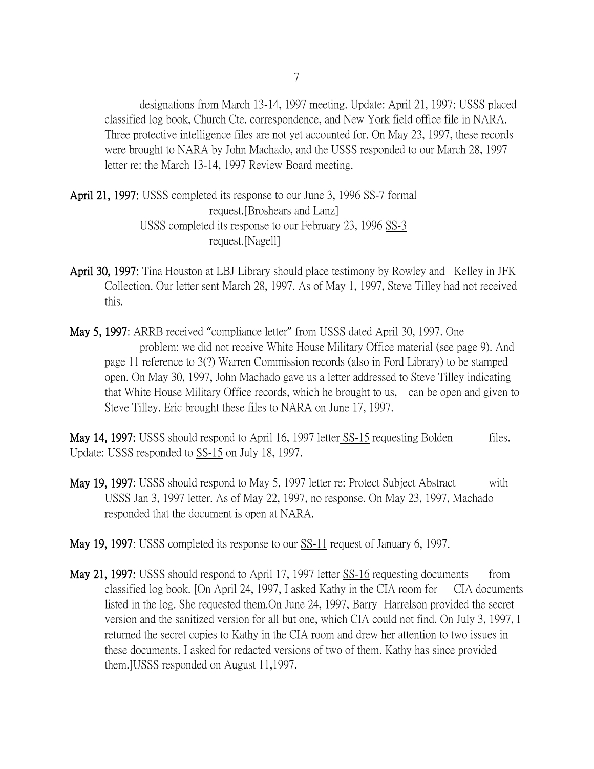designations from March 13-14, 1997 meeting. Update: April 21, 1997: USSS placed classified log book, Church Cte. correspondence, and New York field office file in NARA. Three protective intelligence files are not yet accounted for. On May 23, 1997, these records were brought to NARA by John Machado, and the USSS responded to our March 28, 1997 letter re: the March 13-14, 1997 Review Board meeting.

**April 21, 1997:** USSS completed its response to our June 3, 1996 SS-7 formal request.[Broshears and Lanz]
USSS completed its response to our February 23, 1996 SS-3 request.[Nagell]

**April 30, 1997:** Tina Houston at LBJ Library should place testimony by Rowley and Kelley in JFK Collection. Our letter sent March 28, 1997. As of May 1, 1997, Steve Tilley had not received this.

**May 5, 1997**: ARRB received "compliance letter" from USSS dated April 30, 1997. One problem: we did not receive White House Military Office material (see page 9). And page 11 reference to 3(?) Warren Commission records (also in Ford Library) to be stamped open. On May 30, 1997, John Machado gave us a letter addressed to Steve Tilley indicating that White House Military Office records, which he brought to us, can be open and given to Steve Tilley. Eric brought these files to NARA on June 17, 1997.

**May 14, 1997:** USSS should respond to April 16, 1997 letter SS-15 requesting Bolden files. Update: USSS responded to SS-15 on July 18, 1997.

**May 19, 1997**: USSS should respond to May 5, 1997 letter re: Protect Subject Abstract with USSS Jan 3, 1997 letter. As of May 22, 1997, no response. On May 23, 1997, Machado responded that the document is open at NARA.

**May 19, 1997**: USSS completed its response to our SS-11 request of January 6, 1997.

**May 21, 1997:** USSS should respond to April 17, 1997 letter SS-16 requesting documents from classified log book. [On April 24, 1997, I asked Kathy in the CIA room for CIA documents listed in the log. She requested them.On June 24, 1997, Barry Harrelson provided the secret version and the sanitized version for all but one, which CIA could not find. On July 3, 1997, I returned the secret copies to Kathy in the CIA room and drew her attention to two issues in these documents. I asked for redacted versions of two of them. Kathy has since provided them.]USSS responded on August 11,1997.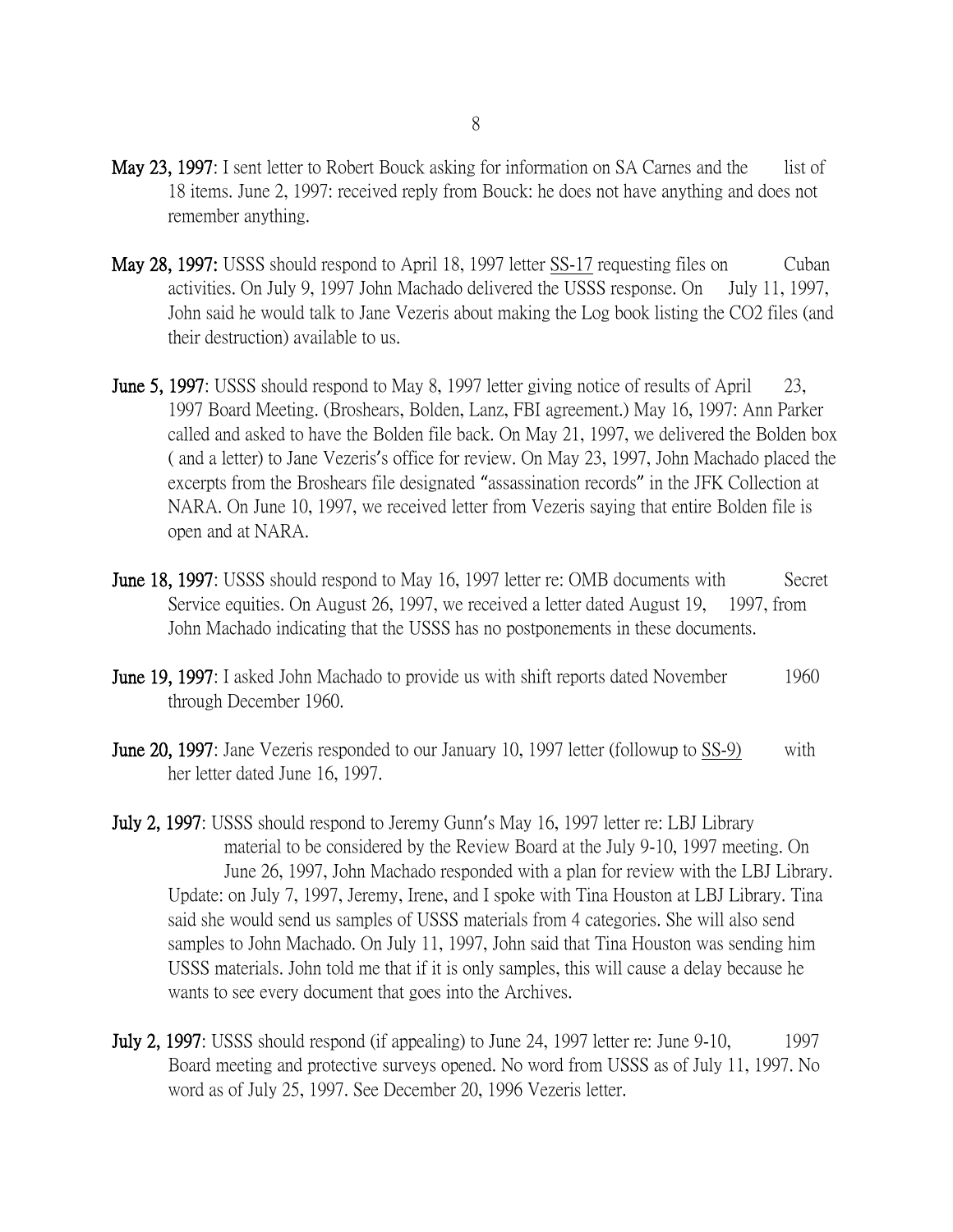**May 23, 1997**: I sent letter to Robert Bouck asking for information on SA Carnes and the list of 18 items. June 2, 1997: received reply from Bouck: he does not have anything and does not remember anything.

**May 28, 1997:** USSS should respond to April 18, 1997 letter SS-17 requesting files on Cuban activities. On July 9, 1997 John Machado delivered the USSS response. On July 11, 1997, John said he would talk to Jane Vezeris about making the Log book listing the CO2 files (and their destruction) available to us.

**June 5, 1997**: USSS should respond to May 8, 1997 letter giving notice of results of April 23, 1997 Board Meeting. (Broshears, Bolden, Lanz, FBI agreement.) May 16, 1997: Ann Parker called and asked to have the Bolden file back. On May 21, 1997, we delivered the Bolden box ( and a letter) to Jane Vezeris's office for review. On May 23, 1997, John Machado placed the excerpts from the Broshears file designated "assassination records" in the JFK Collection at NARA. On June 10, 1997, we received letter from Vezeris saying that entire Bolden file is open and at NARA.

**June 18, 1997**: USSS should respond to May 16, 1997 letter re: OMB documents with Secret Service equities. On August 26, 1997, we received a letter dated August 19, 1997, from John Machado indicating that the USSS has no postponements in these documents.

**June 19, 1997**: I asked John Machado to provide us with shift reports dated November 1960 through December 1960.

**June 20, 1997**: Jane Vezeris responded to our January 10, 1997 letter (followup to SS-9) with her letter dated June 16, 1997.

**July 2, 1997**: USSS should respond to Jeremy Gunn's May 16, 1997 letter re: LBJ Library material to be considered by the Review Board at the July 9-10, 1997 meeting. On June 26, 1997, John Machado responded with a plan for review with the LBJ Library. Update: on July 7, 1997, Jeremy, Irene, and I spoke with Tina Houston at LBJ Library. Tina said she would send us samples of USSS materials from 4 categories. She will also send samples to John Machado. On July 11, 1997, John said that Tina Houston was sending him USSS materials. John told me that if it is only samples, this will cause a delay because he wants to see every document that goes into the Archives.

**July 2, 1997**: USSS should respond (if appealing) to June 24, 1997 letter re: June 9-10, 1997 Board meeting and protective surveys opened. No word from USSS as of July 11, 1997. No word as of July 25, 1997. See December 20, 1996 Vezeris letter.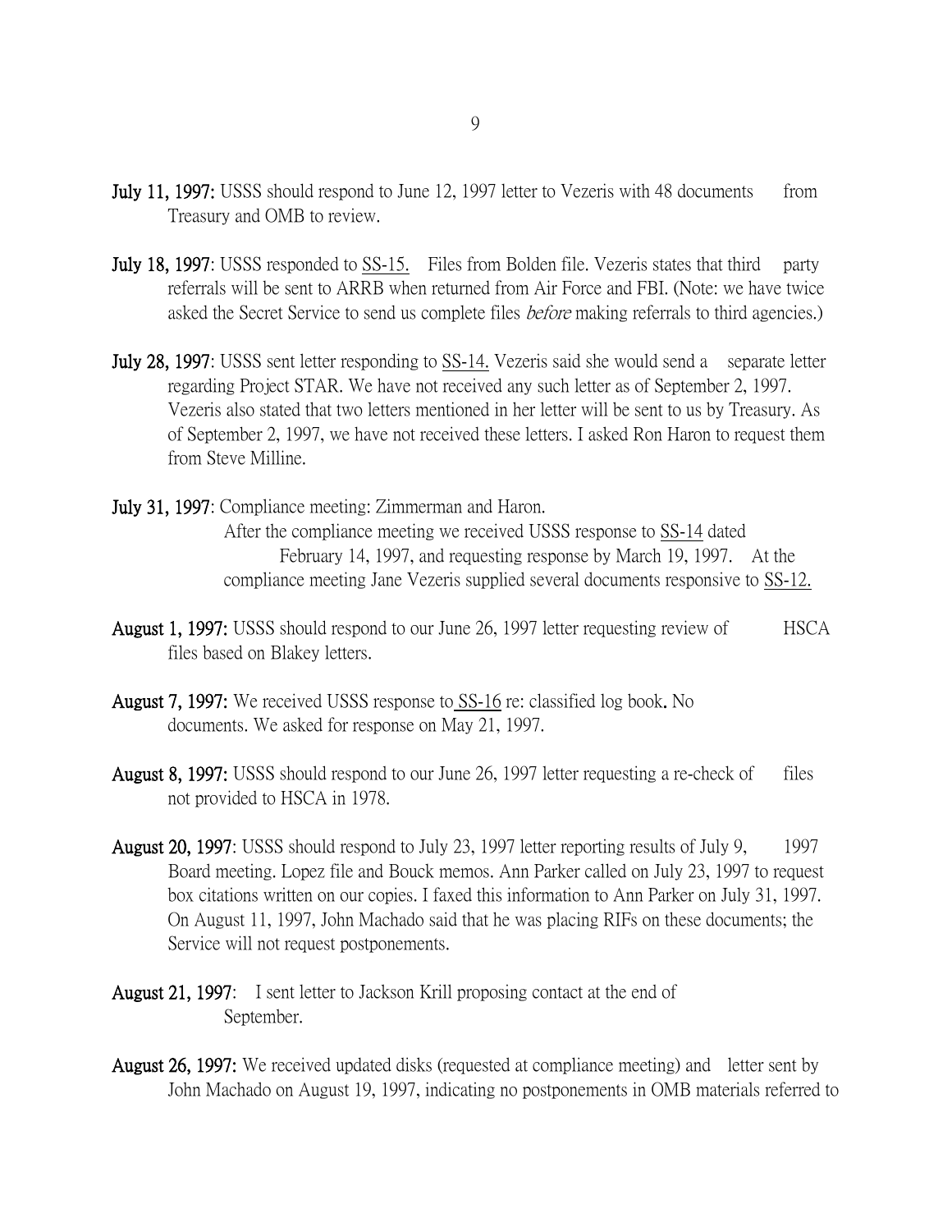**July 11, 1997:** USSS should respond to June 12, 1997 letter to Vezeris with 48 documents from Treasury and OMB to review.

**July 18, 1997**: USSS responded to SS-15. Files from Bolden file. Vezeris states that third party referrals will be sent to ARRB when returned from Air Force and FBI. (Note: we have twice asked the Secret Service to send us complete files *before* making referrals to third agencies.)

**July 28, 1997**: USSS sent letter responding to SS-14. Vezeris said she would send a separate letter regarding Project STAR. We have not received any such letter as of September 2, 1997. Vezeris also stated that two letters mentioned in her letter will be sent to us by Treasury. As of September 2, 1997, we have not received these letters. I asked Ron Haron to request them from Steve Milline.

**July 31, 1997**: Compliance meeting: Zimmerman and Haron.
After the compliance meeting we received USSS response to SS-14 dated February 14, 1997, and requesting response by March 19, 1997. At the compliance meeting Jane Vezeris supplied several documents responsive to SS-12.

**August 1, 1997:** USSS should respond to our June 26, 1997 letter requesting review of HSCA files based on Blakey letters.

**August 7, 1997:** We received USSS response to SS-16 re: classified log book. No documents. We asked for response on May 21, 1997.

**August 8, 1997:** USSS should respond to our June 26, 1997 letter requesting a re-check of files not provided to HSCA in 1978.

**August 20, 1997**: USSS should respond to July 23, 1997 letter reporting results of July 9, 1997 Board meeting. Lopez file and Bouck memos. Ann Parker called on July 23, 1997 to request box citations written on our copies. I faxed this information to Ann Parker on July 31, 1997. On August 11, 1997, John Machado said that he was placing RIFs on these documents; the Service will not request postponements.

**August 21, 1997**: I sent letter to Jackson Krill proposing contact at the end of September.

**August 26, 1997:** We received updated disks (requested at compliance meeting) and letter sent by John Machado on August 19, 1997, indicating no postponements in OMB materials referred to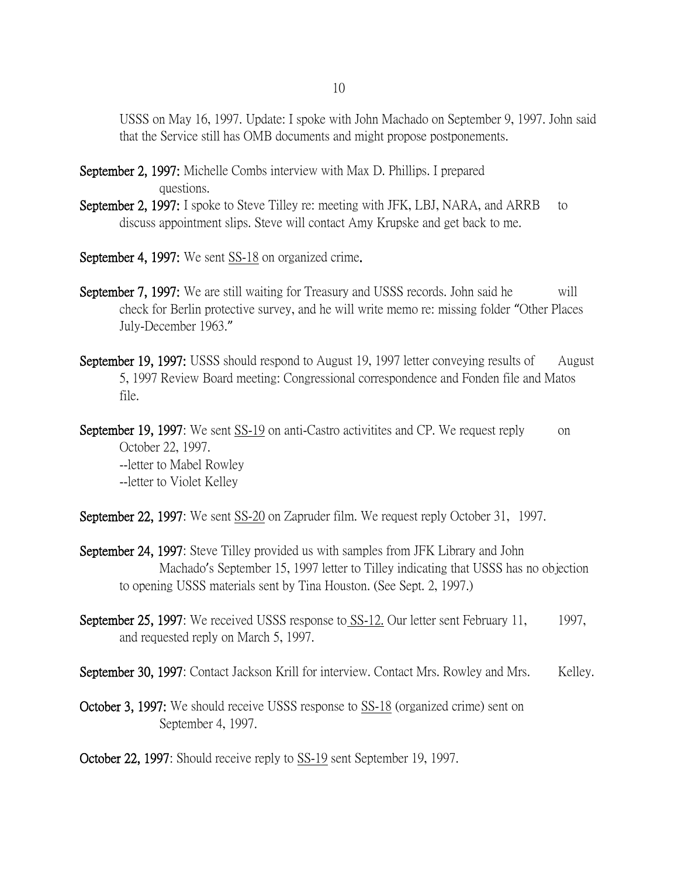USSS on May 16, 1997. Update: I spoke with John Machado on September 9, 1997. John said that the Service still has OMB documents and might propose postponements.

**September 2, 1997:** Michelle Combs interview with Max D. Phillips. I prepared questions.

**September 2, 1997:** I spoke to Steve Tilley re: meeting with JFK, LBJ, NARA, and ARRB to discuss appointment slips. Steve will contact Amy Krupske and get back to me.

**September 4, 1997:** We sent SS-18 on organized crime.

**September 7, 1997:** We are still waiting for Treasury and USSS records. John said he will check for Berlin protective survey, and he will write memo re: missing folder "Other Places July-December 1963."

**September 19, 1997:** USSS should respond to August 19, 1997 letter conveying results of August 5, 1997 Review Board meeting: Congressional correspondence and Fonden file and Matos file.

**September 19, 1997**: We sent SS-19 on anti-Castro activitites and CP. We request reply on October 22, 1997.
--letter to Mabel Rowley
--letter to Violet Kelley

**September 22, 1997**: We sent SS-20 on Zapruder film. We request reply October 31, 1997.

**September 24, 1997**: Steve Tilley provided us with samples from JFK Library and John Machado's September 15, 1997 letter to Tilley indicating that USSS has no objection to opening USSS materials sent by Tina Houston. (See Sept. 2, 1997.)

**September 25, 1997**: We received USSS response to SS-12. Our letter sent February 11, 1997, and requested reply on March 5, 1997.

**September 30, 1997**: Contact Jackson Krill for interview. Contact Mrs. Rowley and Mrs. Kelley.

**October 3, 1997:** We should receive USSS response to SS-18 (organized crime) sent on September 4, 1997.

**October 22, 1997**: Should receive reply to SS-19 sent September 19, 1997.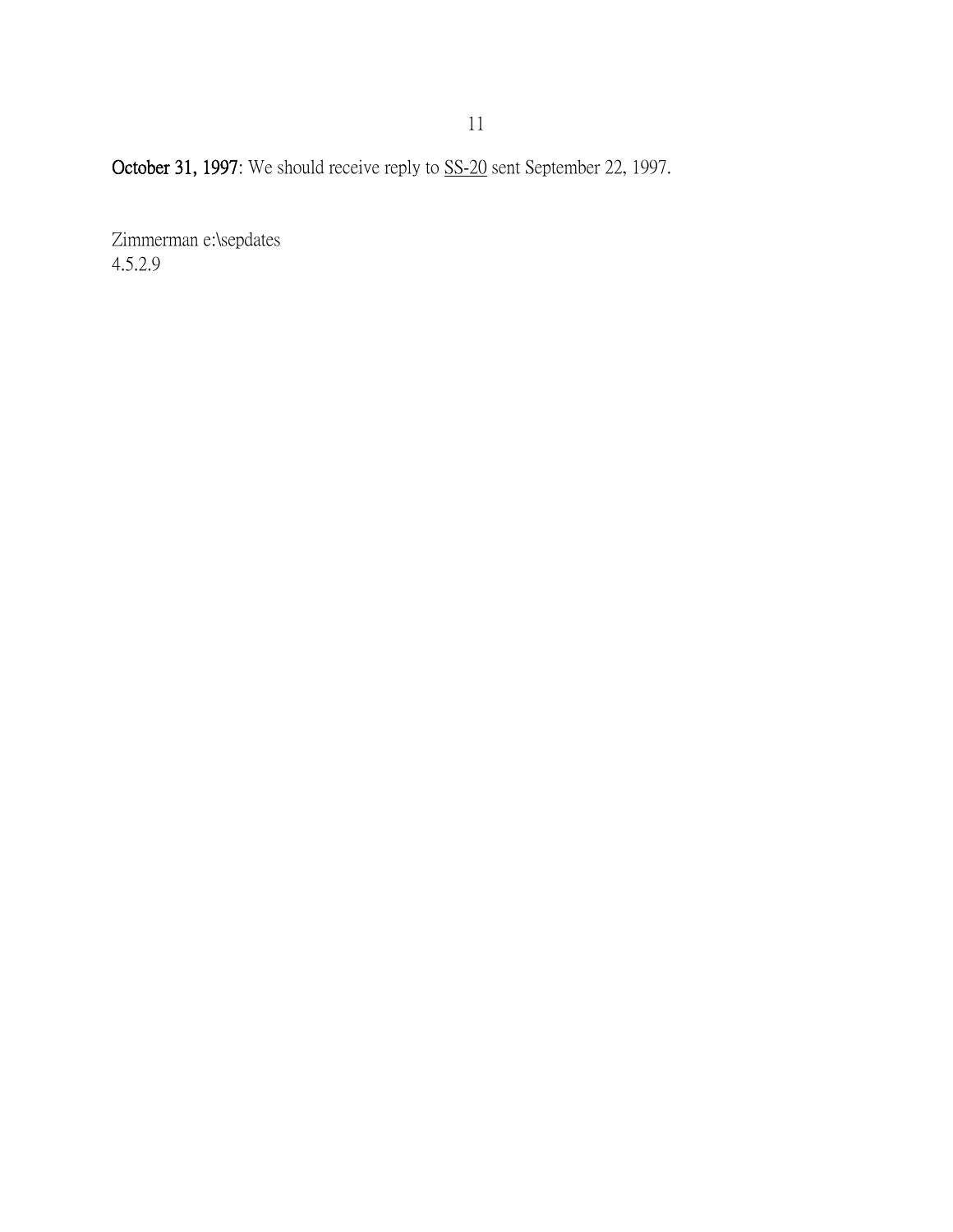**October 31, 1997**: We should receive reply to <u>SS-20</u> sent September 22, 1997.

Zimmerman e:\sepdates
4.5.2.9